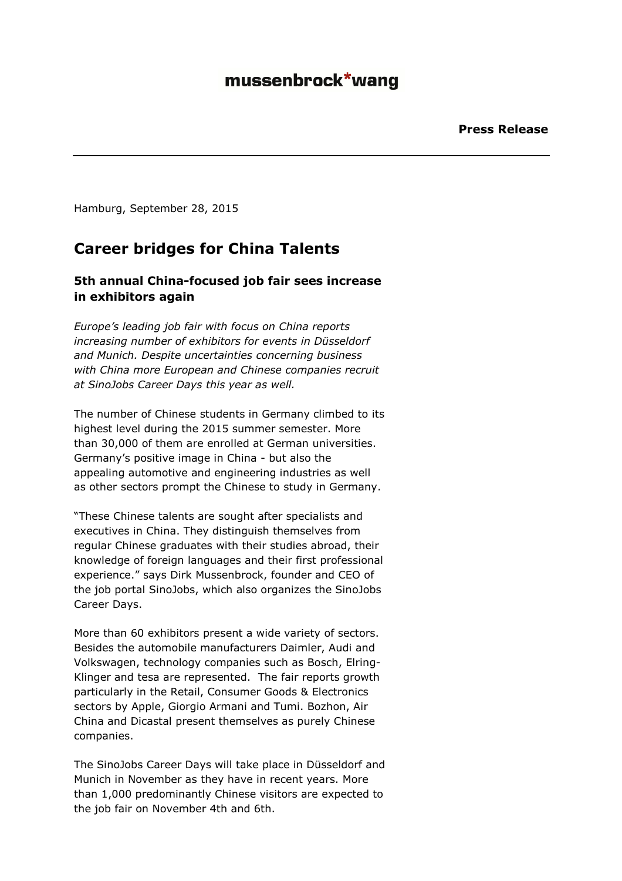mussenbrock*wang

**Press Release**

Hamburg, September 28, 2015

# Career bridges for China Talents

### 5th annual China-focused job fair sees increase in exhibitors again

*Europe's leading job fair with focus on China reports increasing number of exhibitors for events in Düsseldorf and Munich. Despite uncertainties concerning business with China more European and Chinese companies recruit at SinoJobs Career Days this year as well.*

The number of Chinese students in Germany climbed to its highest level during the 2015 summer semester. More than 30,000 of them are enrolled at German universities. Germany's positive image in China - but also the appealing automotive and engineering industries as well as other sectors prompt the Chinese to study in Germany.

"These Chinese talents are sought after specialists and executives in China. They distinguish themselves from regular Chinese graduates with their studies abroad, their knowledge of foreign languages and their first professional experience." says Dirk Mussenbrock, founder and CEO of the job portal SinoJobs, which also organizes the SinoJobs Career Days.

More than 60 exhibitors present a wide variety of sectors. Besides the automobile manufacturers Daimler, Audi and Volkswagen, technology companies such as Bosch, Elring-Klinger and tesa are represented. The fair reports growth particularly in the Retail, Consumer Goods & Electronics sectors by Apple, Giorgio Armani and Tumi. Bozhon, Air China and Dicastal present themselves as purely Chinese companies.

The SinoJobs Career Days will take place in Düsseldorf and Munich in November as they have in recent years. More than 1,000 predominantly Chinese visitors are expected to the job fair on November 4th and 6th.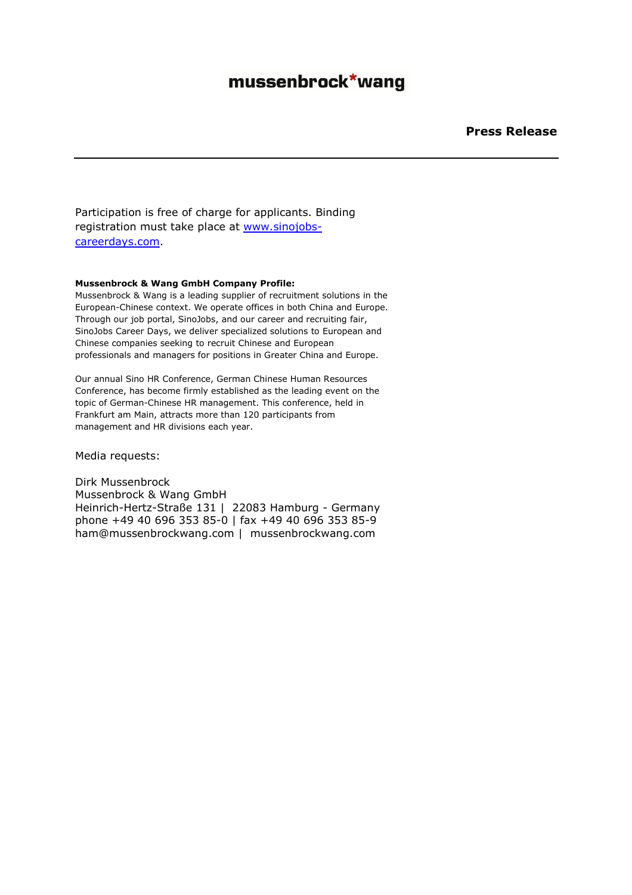Participation is free of charge for applicants. Binding registration must take place at [www.sinojobs-careerdays.com](http://www.sinojobs-careerdays.com).

**Mussenbrock & Wang GmbH Company Profile:**
Mussenbrock & Wang is a leading supplier of recruitment solutions in the European-Chinese context. We operate offices in both China and Europe. Through our job portal, SinoJobs, and our career and recruiting fair, SinoJobs Career Days, we deliver specialized solutions to European and Chinese companies seeking to recruit Chinese and European professionals and managers for positions in Greater China and Europe.

Our annual Sino HR Conference, German Chinese Human Resources Conference, has become firmly established as the leading event on the topic of German-Chinese HR management. This conference, held in Frankfurt am Main, attracts more than 120 participants from management and HR divisions each year.

Media requests:

Dirk Mussenbrock
Mussenbrock & Wang GmbH
Heinrich-Hertz-Straße 131 | 22083 Hamburg - Germany
phone +49 40 696 353 85-0 | fax +49 40 696 353 85-9
ham@mussenbrockwang.com | mussenbrockwang.com